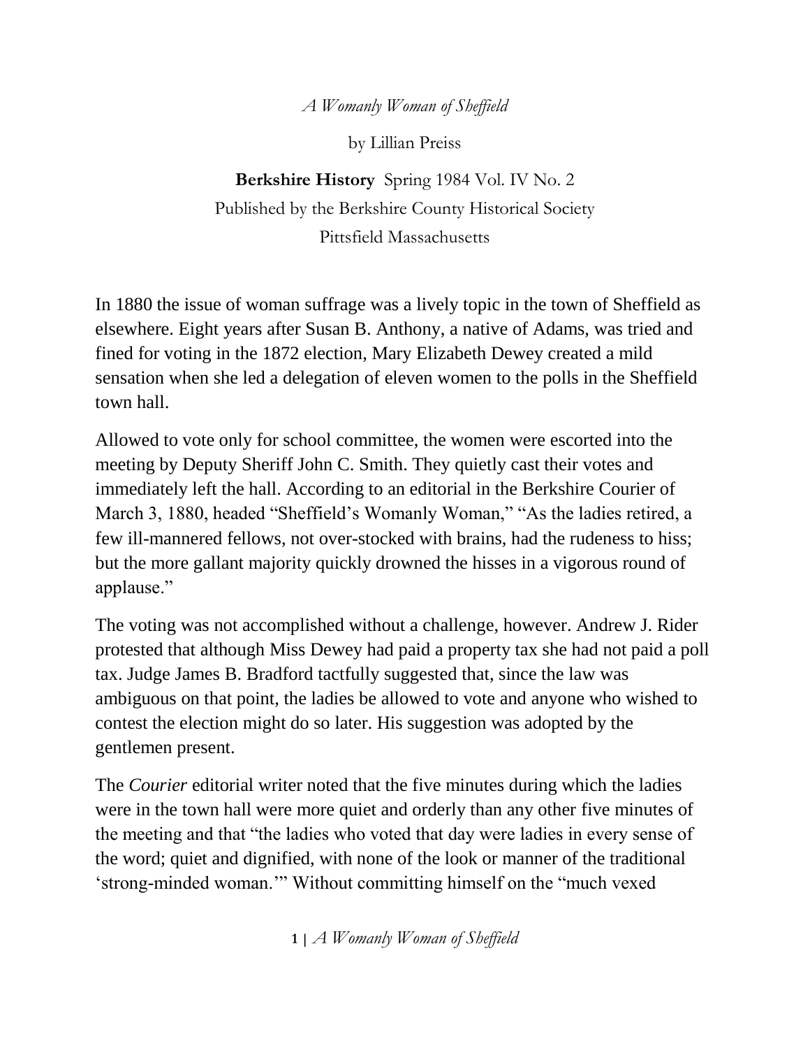*A Womanly Woman of Sheffield*

by Lillian Preiss

**Berkshire History** Spring 1984 Vol. IV No. 2
Published by the Berkshire County Historical Society
Pittsfield Massachusetts

In 1880 the issue of woman suffrage was a lively topic in the town of Sheffield as elsewhere. Eight years after Susan B. Anthony, a native of Adams, was tried and fined for voting in the 1872 election, Mary Elizabeth Dewey created a mild sensation when she led a delegation of eleven women to the polls in the Sheffield town hall.

Allowed to vote only for school committee, the women were escorted into the meeting by Deputy Sheriff John C. Smith. They quietly cast their votes and immediately left the hall. According to an editorial in the Berkshire Courier of March 3, 1880, headed "Sheffield's Womanly Woman," "As the ladies retired, a few ill-mannered fellows, not over-stocked with brains, had the rudeness to hiss; but the more gallant majority quickly drowned the hisses in a vigorous round of applause."

The voting was not accomplished without a challenge, however. Andrew J. Rider protested that although Miss Dewey had paid a property tax she had not paid a poll tax. Judge James B. Bradford tactfully suggested that, since the law was ambiguous on that point, the ladies be allowed to vote and anyone who wished to contest the election might do so later. His suggestion was adopted by the gentlemen present.

The *Courier* editorial writer noted that the five minutes during which the ladies were in the town hall were more quiet and orderly than any other five minutes of the meeting and that "the ladies who voted that day were ladies in every sense of the word; quiet and dignified, with none of the look or manner of the traditional 'strong-minded woman.'" Without committing himself on the "much vexed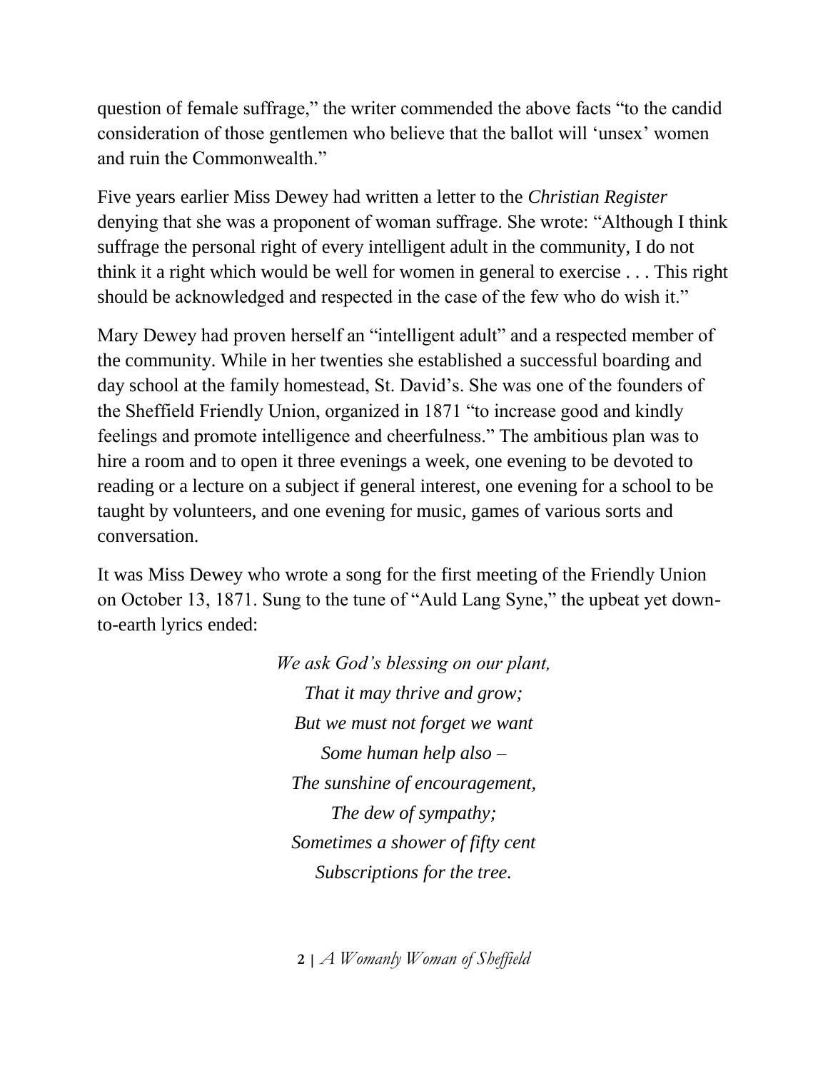question of female suffrage," the writer commended the above facts "to the candid consideration of those gentlemen who believe that the ballot will 'unsex' women and ruin the Commonwealth."

Five years earlier Miss Dewey had written a letter to the *Christian Register* denying that she was a proponent of woman suffrage. She wrote: "Although I think suffrage the personal right of every intelligent adult in the community, I do not think it a right which would be well for women in general to exercise . . . This right should be acknowledged and respected in the case of the few who do wish it."

Mary Dewey had proven herself an "intelligent adult" and a respected member of the community. While in her twenties she established a successful boarding and day school at the family homestead, St. David's. She was one of the founders of the Sheffield Friendly Union, organized in 1871 "to increase good and kindly feelings and promote intelligence and cheerfulness." The ambitious plan was to hire a room and to open it three evenings a week, one evening to be devoted to reading or a lecture on a subject if general interest, one evening for a school to be taught by volunteers, and one evening for music, games of various sorts and conversation.

It was Miss Dewey who wrote a song for the first meeting of the Friendly Union on October 13, 1871. Sung to the tune of "Auld Lang Syne," the upbeat yet down-to-earth lyrics ended:

*We ask God's blessing on our plant,*
*That it may thrive and grow;*
*But we must not forget we want*
*Some human help also –*
*The sunshine of encouragement,*
*The dew of sympathy;*
*Sometimes a shower of fifty cent*
*Subscriptions for the tree.*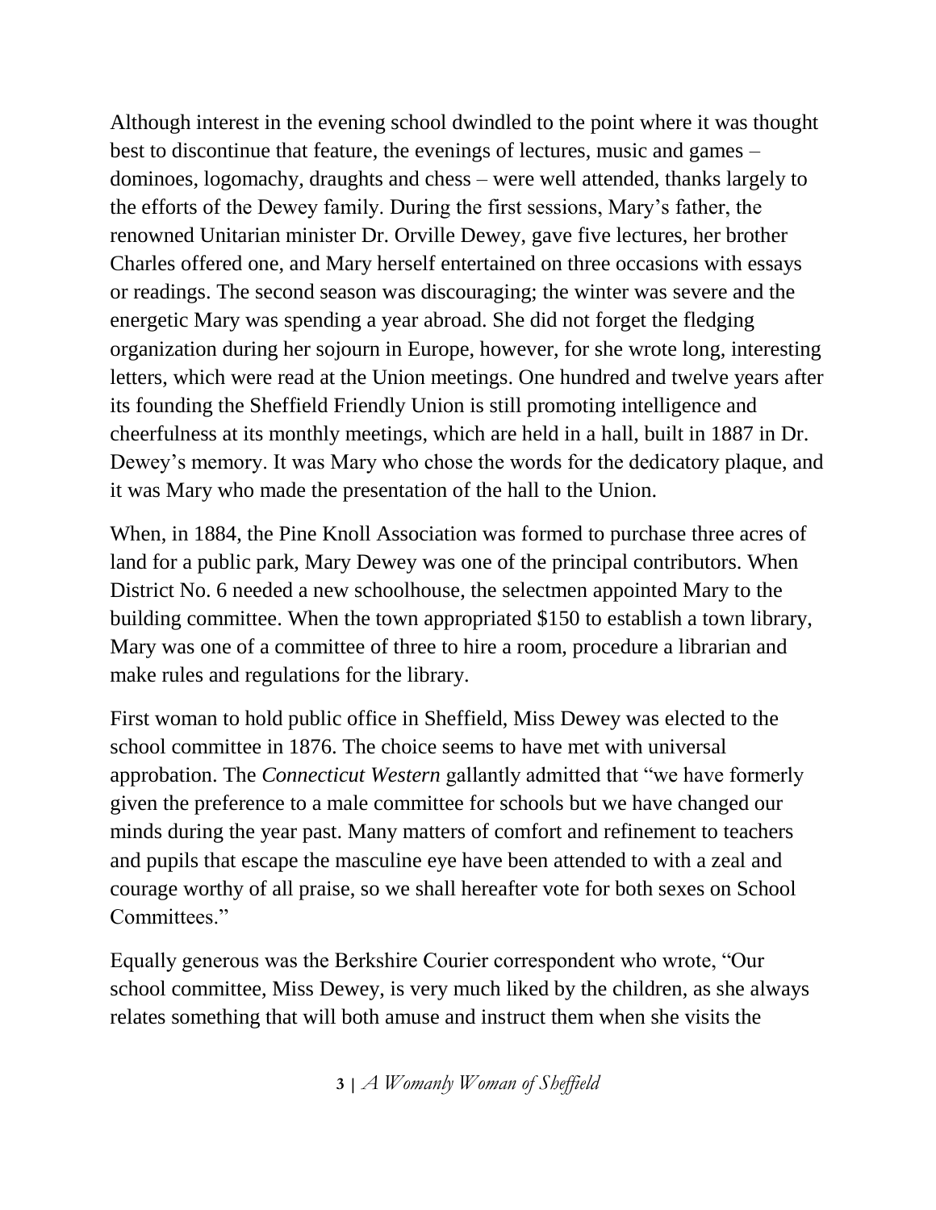Although interest in the evening school dwindled to the point where it was thought best to discontinue that feature, the evenings of lectures, music and games – dominoes, logomachy, draughts and chess – were well attended, thanks largely to the efforts of the Dewey family. During the first sessions, Mary's father, the renowned Unitarian minister Dr. Orville Dewey, gave five lectures, her brother Charles offered one, and Mary herself entertained on three occasions with essays or readings. The second season was discouraging; the winter was severe and the energetic Mary was spending a year abroad. She did not forget the fledging organization during her sojourn in Europe, however, for she wrote long, interesting letters, which were read at the Union meetings. One hundred and twelve years after its founding the Sheffield Friendly Union is still promoting intelligence and cheerfulness at its monthly meetings, which are held in a hall, built in 1887 in Dr. Dewey's memory. It was Mary who chose the words for the dedicatory plaque, and it was Mary who made the presentation of the hall to the Union.

When, in 1884, the Pine Knoll Association was formed to purchase three acres of land for a public park, Mary Dewey was one of the principal contributors. When District No. 6 needed a new schoolhouse, the selectmen appointed Mary to the building committee. When the town appropriated $150 to establish a town library, Mary was one of a committee of three to hire a room, procedure a librarian and make rules and regulations for the library.

First woman to hold public office in Sheffield, Miss Dewey was elected to the school committee in 1876. The choice seems to have met with universal approbation. The *Connecticut Western* gallantly admitted that "we have formerly given the preference to a male committee for schools but we have changed our minds during the year past. Many matters of comfort and refinement to teachers and pupils that escape the masculine eye have been attended to with a zeal and courage worthy of all praise, so we shall hereafter vote for both sexes on School Committees."

Equally generous was the Berkshire Courier correspondent who wrote, "Our school committee, Miss Dewey, is very much liked by the children, as she always relates something that will both amuse and instruct them when she visits the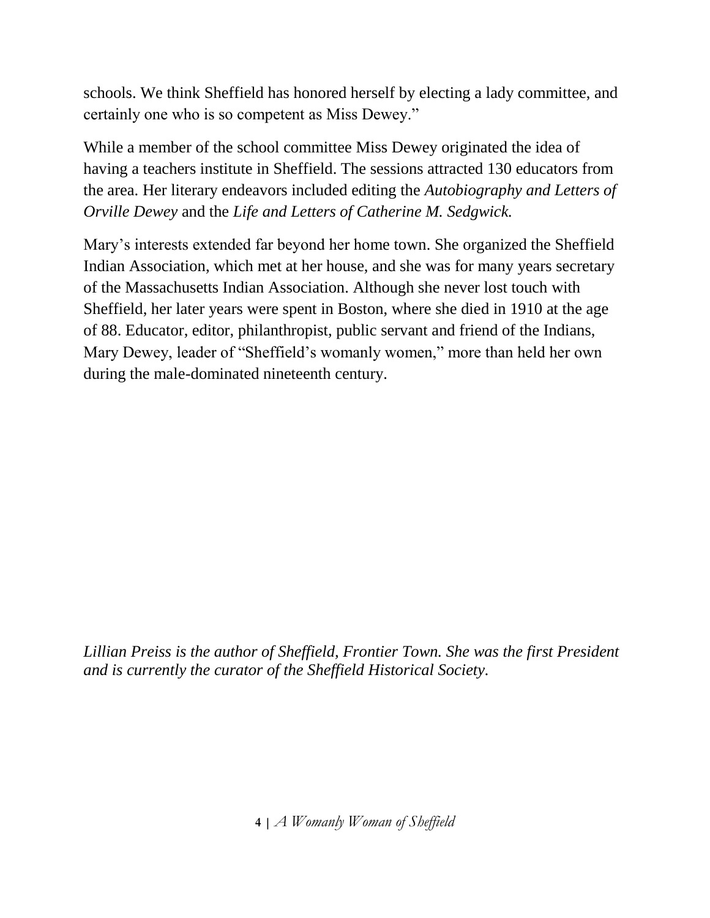schools. We think Sheffield has honored herself by electing a lady committee, and certainly one who is so competent as Miss Dewey."

While a member of the school committee Miss Dewey originated the idea of having a teachers institute in Sheffield. The sessions attracted 130 educators from the area. Her literary endeavors included editing the *Autobiography and Letters of Orville Dewey* and the *Life and Letters of Catherine M. Sedgwick.*

Mary's interests extended far beyond her home town. She organized the Sheffield Indian Association, which met at her house, and she was for many years secretary of the Massachusetts Indian Association. Although she never lost touch with Sheffield, her later years were spent in Boston, where she died in 1910 at the age of 88. Educator, editor, philanthropist, public servant and friend of the Indians, Mary Dewey, leader of "Sheffield's womanly women," more than held her own during the male-dominated nineteenth century.

*Lillian Preiss is the author of Sheffield, Frontier Town. She was the first President and is currently the curator of the Sheffield Historical Society.*